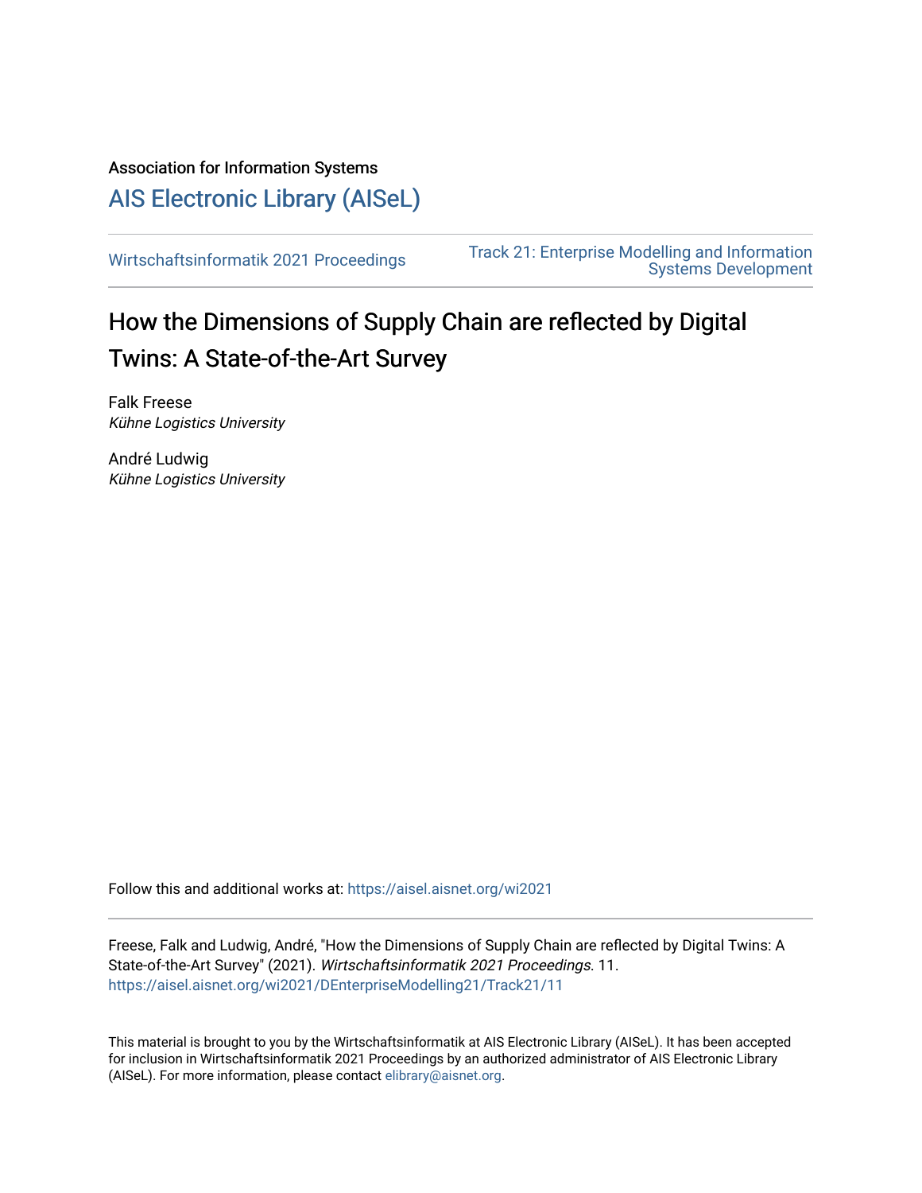Association for Information Systems

# AIS Electronic Library (AISeL)

Wirtschaftsinformatik 2021 Proceedings

Track 21: Enterprise Modelling and Information Systems Development

## How the Dimensions of Supply Chain are reflected by Digital Twins: A State-of-the-Art Survey

Falk Freese
*Kühne Logistics University*

André Ludwig
*Kühne Logistics University*

Follow this and additional works at: https://aisel.aisnet.org/wi2021

Freese, Falk and Ludwig, André, "How the Dimensions of Supply Chain are reflected by Digital Twins: A State-of-the-Art Survey" (2021). *Wirtschaftsinformatik 2021 Proceedings*. 11.
https://aisel.aisnet.org/wi2021/DEnterpriseModelling21/Track21/11

This material is brought to you by the Wirtschaftsinformatik at AIS Electronic Library (AISeL). It has been accepted for inclusion in Wirtschaftsinformatik 2021 Proceedings by an authorized administrator of AIS Electronic Library (AISeL). For more information, please contact elibrary@aisnet.org.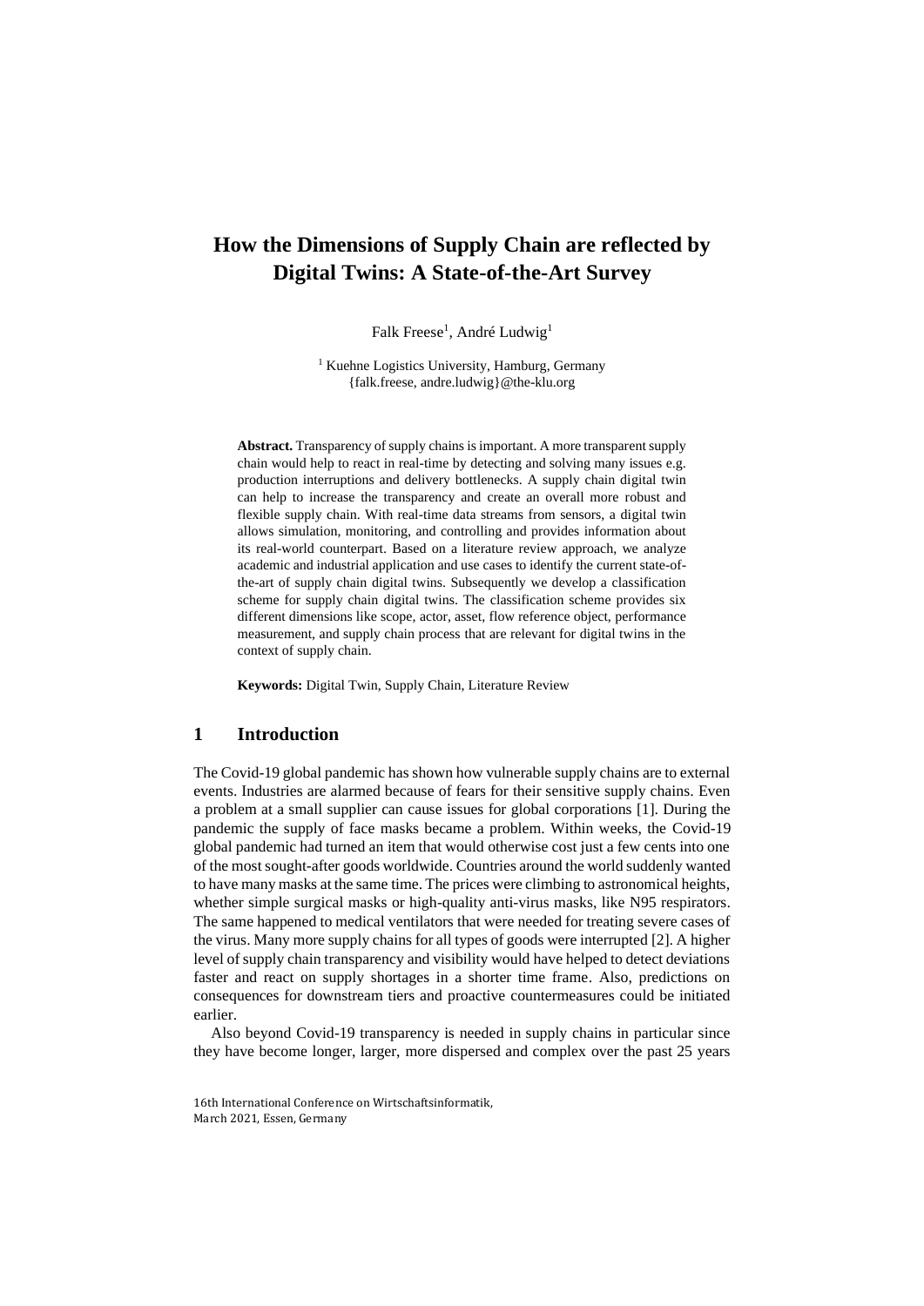# How the Dimensions of Supply Chain are reflected by Digital Twins: A State-of-the-Art Survey

Falk Freese[1], André Ludwig[1]

[1] Kuehne Logistics University, Hamburg, Germany
{falk.freese, andre.ludwig}@the-klu.org

**Abstract.** Transparency of supply chains is important. A more transparent supply chain would help to react in real-time by detecting and solving many issues e.g. production interruptions and delivery bottlenecks. A supply chain digital twin can help to increase the transparency and create an overall more robust and flexible supply chain. With real-time data streams from sensors, a digital twin allows simulation, monitoring, and controlling and provides information about its real-world counterpart. Based on a literature review approach, we analyze academic and industrial application and use cases to identify the current state-of-the-art of supply chain digital twins. Subsequently we develop a classification scheme for supply chain digital twins. The classification scheme provides six different dimensions like scope, actor, asset, flow reference object, performance measurement, and supply chain process that are relevant for digital twins in the context of supply chain.

**Keywords:** Digital Twin, Supply Chain, Literature Review

## 1 Introduction

The Covid-19 global pandemic has shown how vulnerable supply chains are to external events. Industries are alarmed because of fears for their sensitive supply chains. Even a problem at a small supplier can cause issues for global corporations [1]. During the pandemic the supply of face masks became a problem. Within weeks, the Covid-19 global pandemic had turned an item that would otherwise cost just a few cents into one of the most sought-after goods worldwide. Countries around the world suddenly wanted to have many masks at the same time. The prices were climbing to astronomical heights, whether simple surgical masks or high-quality anti-virus masks, like N95 respirators. The same happened to medical ventilators that were needed for treating severe cases of the virus. Many more supply chains for all types of goods were interrupted [2]. A higher level of supply chain transparency and visibility would have helped to detect deviations faster and react on supply shortages in a shorter time frame. Also, predictions on consequences for downstream tiers and proactive countermeasures could be initiated earlier.

Also beyond Covid-19 transparency is needed in supply chains in particular since they have become longer, larger, more dispersed and complex over the past 25 years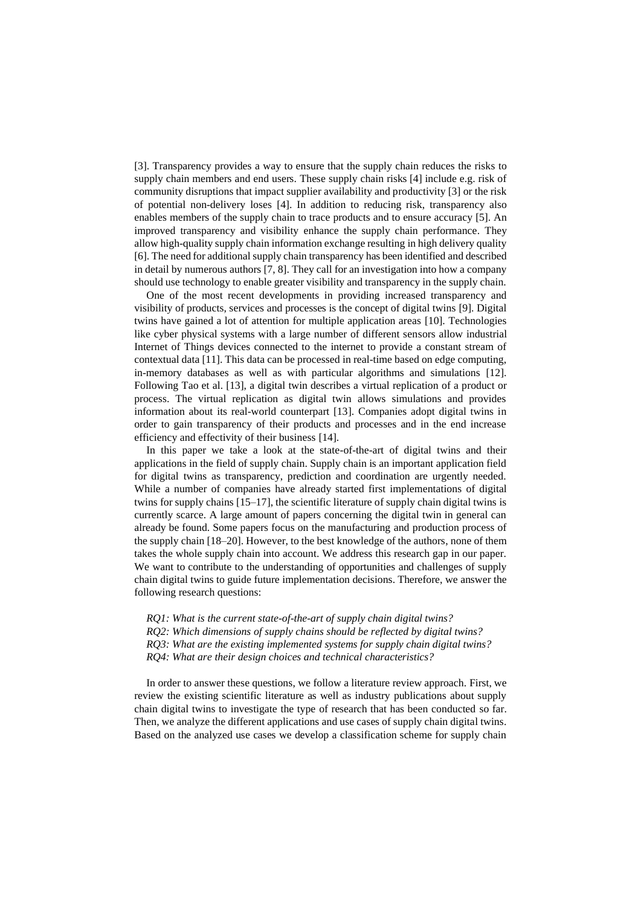[3]. Transparency provides a way to ensure that the supply chain reduces the risks to supply chain members and end users. These supply chain risks [4] include e.g. risk of community disruptions that impact supplier availability and productivity [3] or the risk of potential non-delivery loses [4]. In addition to reducing risk, transparency also enables members of the supply chain to trace products and to ensure accuracy [5]. An improved transparency and visibility enhance the supply chain performance. They allow high-quality supply chain information exchange resulting in high delivery quality [6]. The need for additional supply chain transparency has been identified and described in detail by numerous authors [7, 8]. They call for an investigation into how a company should use technology to enable greater visibility and transparency in the supply chain.

One of the most recent developments in providing increased transparency and visibility of products, services and processes is the concept of digital twins [9]. Digital twins have gained a lot of attention for multiple application areas [10]. Technologies like cyber physical systems with a large number of different sensors allow industrial Internet of Things devices connected to the internet to provide a constant stream of contextual data [11]. This data can be processed in real-time based on edge computing, in-memory databases as well as with particular algorithms and simulations [12]. Following Tao et al. [13], a digital twin describes a virtual replication of a product or process. The virtual replication as digital twin allows simulations and provides information about its real-world counterpart [13]. Companies adopt digital twins in order to gain transparency of their products and processes and in the end increase efficiency and effectivity of their business [14].

In this paper we take a look at the state-of-the-art of digital twins and their applications in the field of supply chain. Supply chain is an important application field for digital twins as transparency, prediction and coordination are urgently needed. While a number of companies have already started first implementations of digital twins for supply chains [15–17], the scientific literature of supply chain digital twins is currently scarce. A large amount of papers concerning the digital twin in general can already be found. Some papers focus on the manufacturing and production process of the supply chain [18–20]. However, to the best knowledge of the authors, none of them takes the whole supply chain into account. We address this research gap in our paper. We want to contribute to the understanding of opportunities and challenges of supply chain digital twins to guide future implementation decisions. Therefore, we answer the following research questions:

*RQ1: What is the current state-of-the-art of supply chain digital twins?*
*RQ2: Which dimensions of supply chains should be reflected by digital twins?*
*RQ3: What are the existing implemented systems for supply chain digital twins?*
*RQ4: What are their design choices and technical characteristics?*

In order to answer these questions, we follow a literature review approach. First, we review the existing scientific literature as well as industry publications about supply chain digital twins to investigate the type of research that has been conducted so far. Then, we analyze the different applications and use cases of supply chain digital twins. Based on the analyzed use cases we develop a classification scheme for supply chain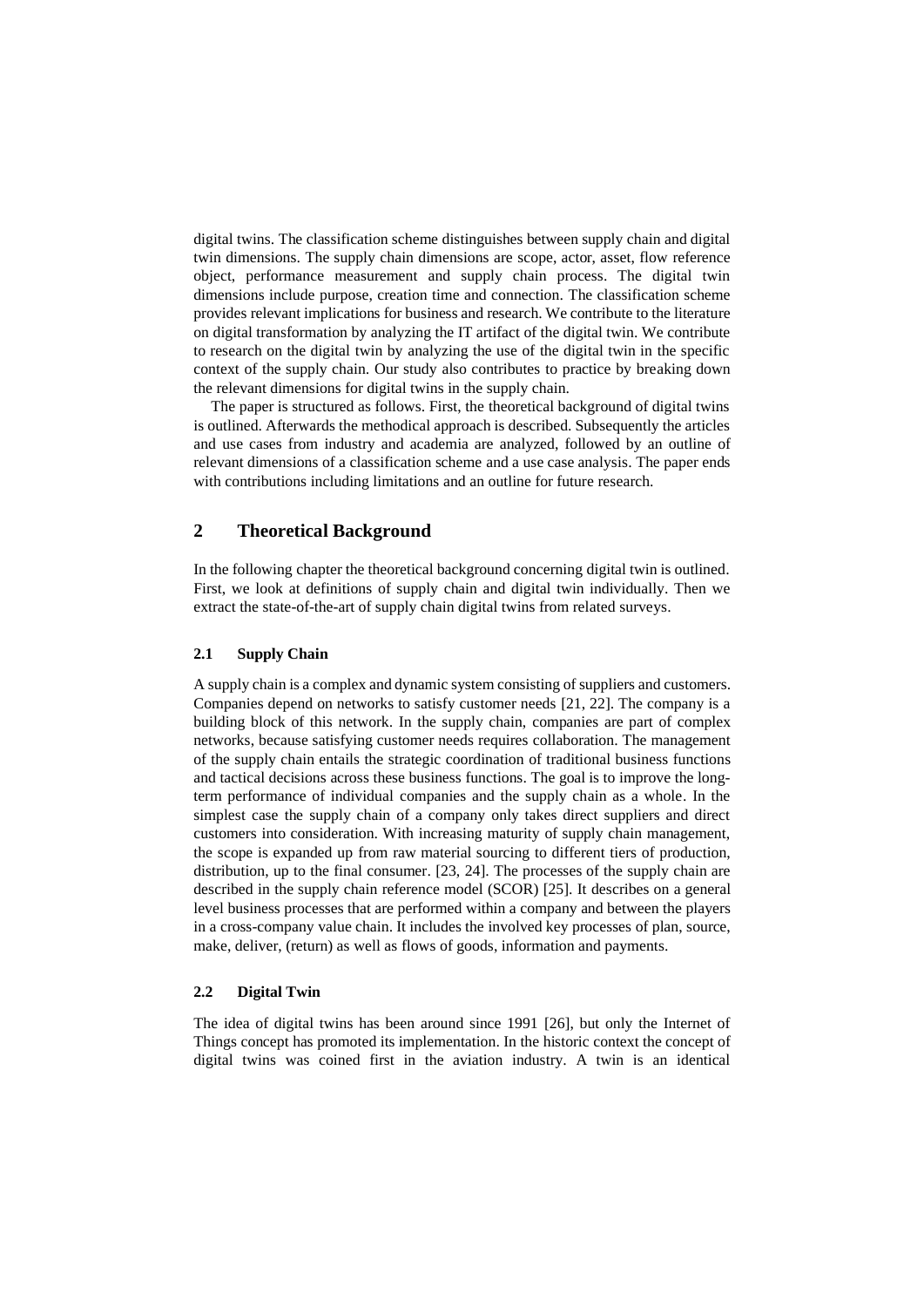digital twins. The classification scheme distinguishes between supply chain and digital twin dimensions. The supply chain dimensions are scope, actor, asset, flow reference object, performance measurement and supply chain process. The digital twin dimensions include purpose, creation time and connection. The classification scheme provides relevant implications for business and research. We contribute to the literature on digital transformation by analyzing the IT artifact of the digital twin. We contribute to research on the digital twin by analyzing the use of the digital twin in the specific context of the supply chain. Our study also contributes to practice by breaking down the relevant dimensions for digital twins in the supply chain.

The paper is structured as follows. First, the theoretical background of digital twins is outlined. Afterwards the methodical approach is described. Subsequently the articles and use cases from industry and academia are analyzed, followed by an outline of relevant dimensions of a classification scheme and a use case analysis. The paper ends with contributions including limitations and an outline for future research.

## 2 Theoretical Background

In the following chapter the theoretical background concerning digital twin is outlined. First, we look at definitions of supply chain and digital twin individually. Then we extract the state-of-the-art of supply chain digital twins from related surveys.

### 2.1 Supply Chain

A supply chain is a complex and dynamic system consisting of suppliers and customers. Companies depend on networks to satisfy customer needs [21, 22]. The company is a building block of this network. In the supply chain, companies are part of complex networks, because satisfying customer needs requires collaboration. The management of the supply chain entails the strategic coordination of traditional business functions and tactical decisions across these business functions. The goal is to improve the long-term performance of individual companies and the supply chain as a whole. In the simplest case the supply chain of a company only takes direct suppliers and direct customers into consideration. With increasing maturity of supply chain management, the scope is expanded up from raw material sourcing to different tiers of production, distribution, up to the final consumer. [23, 24]. The processes of the supply chain are described in the supply chain reference model (SCOR) [25]. It describes on a general level business processes that are performed within a company and between the players in a cross-company value chain. It includes the involved key processes of plan, source, make, deliver, (return) as well as flows of goods, information and payments.

### 2.2 Digital Twin

The idea of digital twins has been around since 1991 [26], but only the Internet of Things concept has promoted its implementation. In the historic context the concept of digital twins was coined first in the aviation industry. A twin is an identical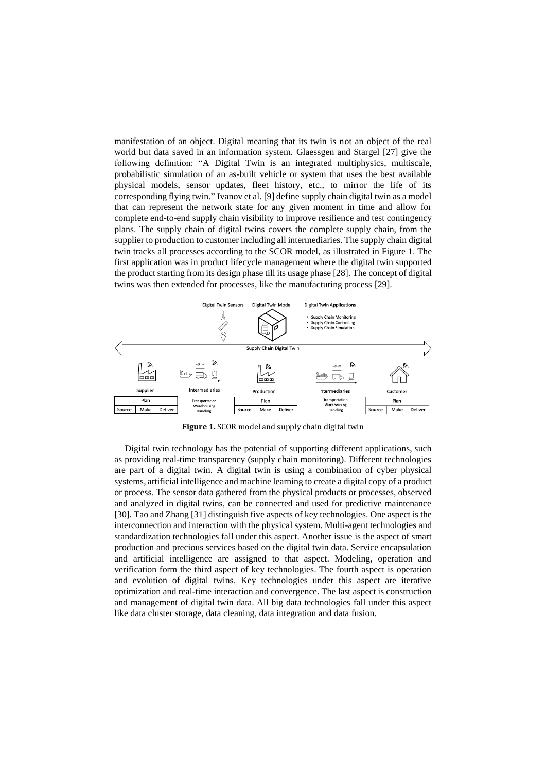manifestation of an object. Digital meaning that its twin is not an object of the real world but data saved in an information system. Glaessgen and Stargel [27] give the following definition: "A Digital Twin is an integrated multiphysics, multiscale, probabilistic simulation of an as-built vehicle or system that uses the best available physical models, sensor updates, fleet history, etc., to mirror the life of its corresponding flying twin." Ivanov et al. [9] define supply chain digital twin as a model that can represent the network state for any given moment in time and allow for complete end-to-end supply chain visibility to improve resilience and test contingency plans. The supply chain of digital twins covers the complete supply chain, from the supplier to production to customer including all intermediaries. The supply chain digital twin tracks all processes according to the SCOR model, as illustrated in Figure 1. The first application was in product lifecycle management where the digital twin supported the product starting from its design phase till its usage phase [28]. The concept of digital twins was then extended for processes, like the manufacturing process [29].

**Figure 1.** SCOR model and supply chain digital twin

Digital twin technology has the potential of supporting different applications, such as providing real-time transparency (supply chain monitoring). Different technologies are part of a digital twin. A digital twin is using a combination of cyber physical systems, artificial intelligence and machine learning to create a digital copy of a product or process. The sensor data gathered from the physical products or processes, observed and analyzed in digital twins, can be connected and used for predictive maintenance [30]. Tao and Zhang [31] distinguish five aspects of key technologies. One aspect is the interconnection and interaction with the physical system. Multi-agent technologies and standardization technologies fall under this aspect. Another issue is the aspect of smart production and precious services based on the digital twin data. Service encapsulation and artificial intelligence are assigned to that aspect. Modeling, operation and verification form the third aspect of key technologies. The fourth aspect is operation and evolution of digital twins. Key technologies under this aspect are iterative optimization and real-time interaction and convergence. The last aspect is construction and management of digital twin data. All big data technologies fall under this aspect like data cluster storage, data cleaning, data integration and data fusion.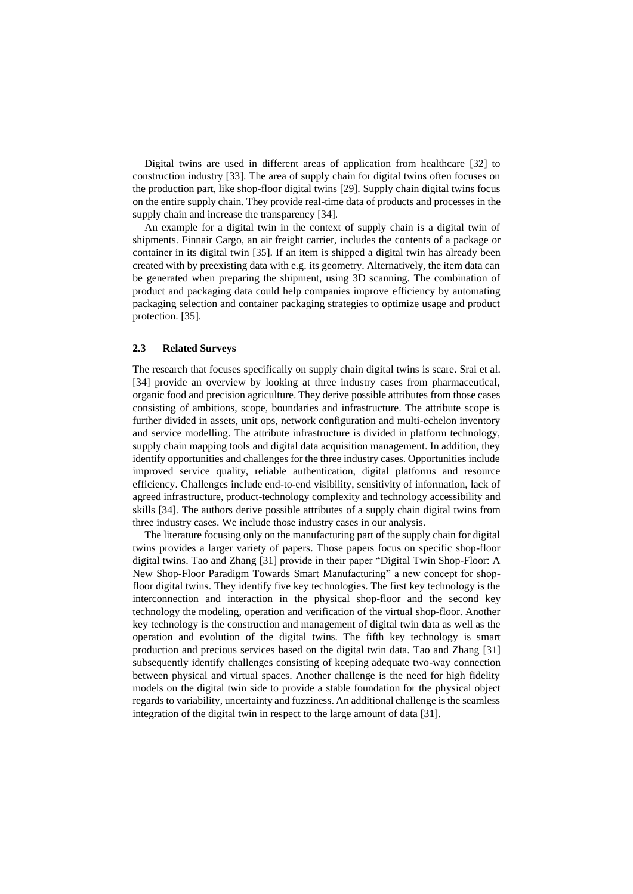Digital twins are used in different areas of application from healthcare [32] to construction industry [33]. The area of supply chain for digital twins often focuses on the production part, like shop-floor digital twins [29]. Supply chain digital twins focus on the entire supply chain. They provide real-time data of products and processes in the supply chain and increase the transparency [34].

An example for a digital twin in the context of supply chain is a digital twin of shipments. Finnair Cargo, an air freight carrier, includes the contents of a package or container in its digital twin [35]. If an item is shipped a digital twin has already been created with by preexisting data with e.g. its geometry. Alternatively, the item data can be generated when preparing the shipment, using 3D scanning. The combination of product and packaging data could help companies improve efficiency by automating packaging selection and container packaging strategies to optimize usage and product protection. [35].

### 2.3 Related Surveys

The research that focuses specifically on supply chain digital twins is scare. Srai et al. [34] provide an overview by looking at three industry cases from pharmaceutical, organic food and precision agriculture. They derive possible attributes from those cases consisting of ambitions, scope, boundaries and infrastructure. The attribute scope is further divided in assets, unit ops, network configuration and multi-echelon inventory and service modelling. The attribute infrastructure is divided in platform technology, supply chain mapping tools and digital data acquisition management. In addition, they identify opportunities and challenges for the three industry cases. Opportunities include improved service quality, reliable authentication, digital platforms and resource efficiency. Challenges include end-to-end visibility, sensitivity of information, lack of agreed infrastructure, product-technology complexity and technology accessibility and skills [34]. The authors derive possible attributes of a supply chain digital twins from three industry cases. We include those industry cases in our analysis.

The literature focusing only on the manufacturing part of the supply chain for digital twins provides a larger variety of papers. Those papers focus on specific shop-floor digital twins. Tao and Zhang [31] provide in their paper "Digital Twin Shop-Floor: A New Shop-Floor Paradigm Towards Smart Manufacturing" a new concept for shop-floor digital twins. They identify five key technologies. The first key technology is the interconnection and interaction in the physical shop-floor and the second key technology the modeling, operation and verification of the virtual shop-floor. Another key technology is the construction and management of digital twin data as well as the operation and evolution of the digital twins. The fifth key technology is smart production and precious services based on the digital twin data. Tao and Zhang [31] subsequently identify challenges consisting of keeping adequate two-way connection between physical and virtual spaces. Another challenge is the need for high fidelity models on the digital twin side to provide a stable foundation for the physical object regards to variability, uncertainty and fuzziness. An additional challenge is the seamless integration of the digital twin in respect to the large amount of data [31].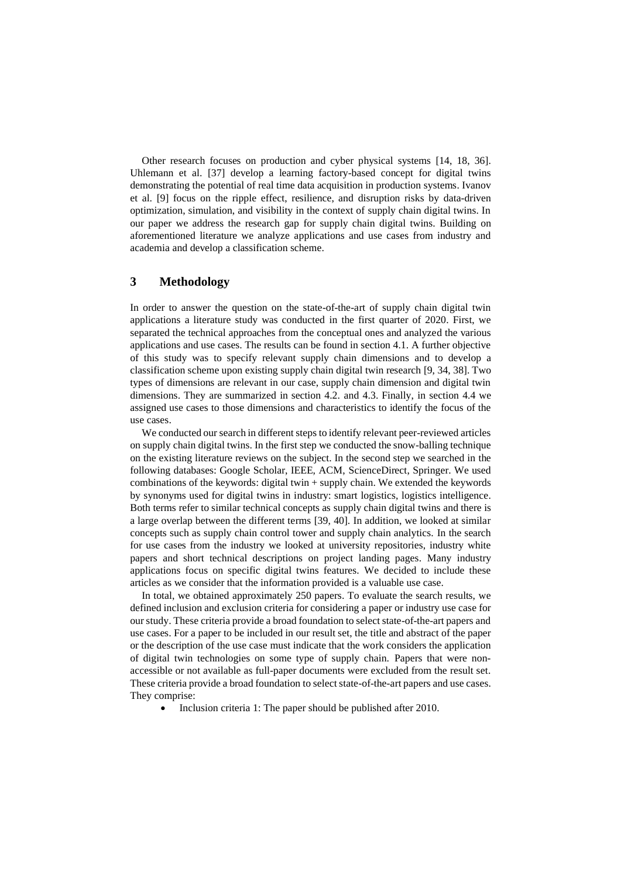Other research focuses on production and cyber physical systems [14, 18, 36]. Uhlemann et al. [37] develop a learning factory-based concept for digital twins demonstrating the potential of real time data acquisition in production systems. Ivanov et al. [9] focus on the ripple effect, resilience, and disruption risks by data-driven optimization, simulation, and visibility in the context of supply chain digital twins. In our paper we address the research gap for supply chain digital twins. Building on aforementioned literature we analyze applications and use cases from industry and academia and develop a classification scheme.

## 3 Methodology

In order to answer the question on the state-of-the-art of supply chain digital twin applications a literature study was conducted in the first quarter of 2020. First, we separated the technical approaches from the conceptual ones and analyzed the various applications and use cases. The results can be found in section 4.1. A further objective of this study was to specify relevant supply chain dimensions and to develop a classification scheme upon existing supply chain digital twin research [9, 34, 38]. Two types of dimensions are relevant in our case, supply chain dimension and digital twin dimensions. They are summarized in section 4.2. and 4.3. Finally, in section 4.4 we assigned use cases to those dimensions and characteristics to identify the focus of the use cases.

We conducted our search in different steps to identify relevant peer-reviewed articles on supply chain digital twins. In the first step we conducted the snow-balling technique on the existing literature reviews on the subject. In the second step we searched in the following databases: Google Scholar, IEEE, ACM, ScienceDirect, Springer. We used combinations of the keywords: digital twin + supply chain. We extended the keywords by synonyms used for digital twins in industry: smart logistics, logistics intelligence. Both terms refer to similar technical concepts as supply chain digital twins and there is a large overlap between the different terms [39, 40]. In addition, we looked at similar concepts such as supply chain control tower and supply chain analytics. In the search for use cases from the industry we looked at university repositories, industry white papers and short technical descriptions on project landing pages. Many industry applications focus on specific digital twins features. We decided to include these articles as we consider that the information provided is a valuable use case.

In total, we obtained approximately 250 papers. To evaluate the search results, we defined inclusion and exclusion criteria for considering a paper or industry use case for our study. These criteria provide a broad foundation to select state-of-the-art papers and use cases. For a paper to be included in our result set, the title and abstract of the paper or the description of the use case must indicate that the work considers the application of digital twin technologies on some type of supply chain. Papers that were non-accessible or not available as full-paper documents were excluded from the result set. These criteria provide a broad foundation to select state-of-the-art papers and use cases. They comprise:

- Inclusion criteria 1: The paper should be published after 2010.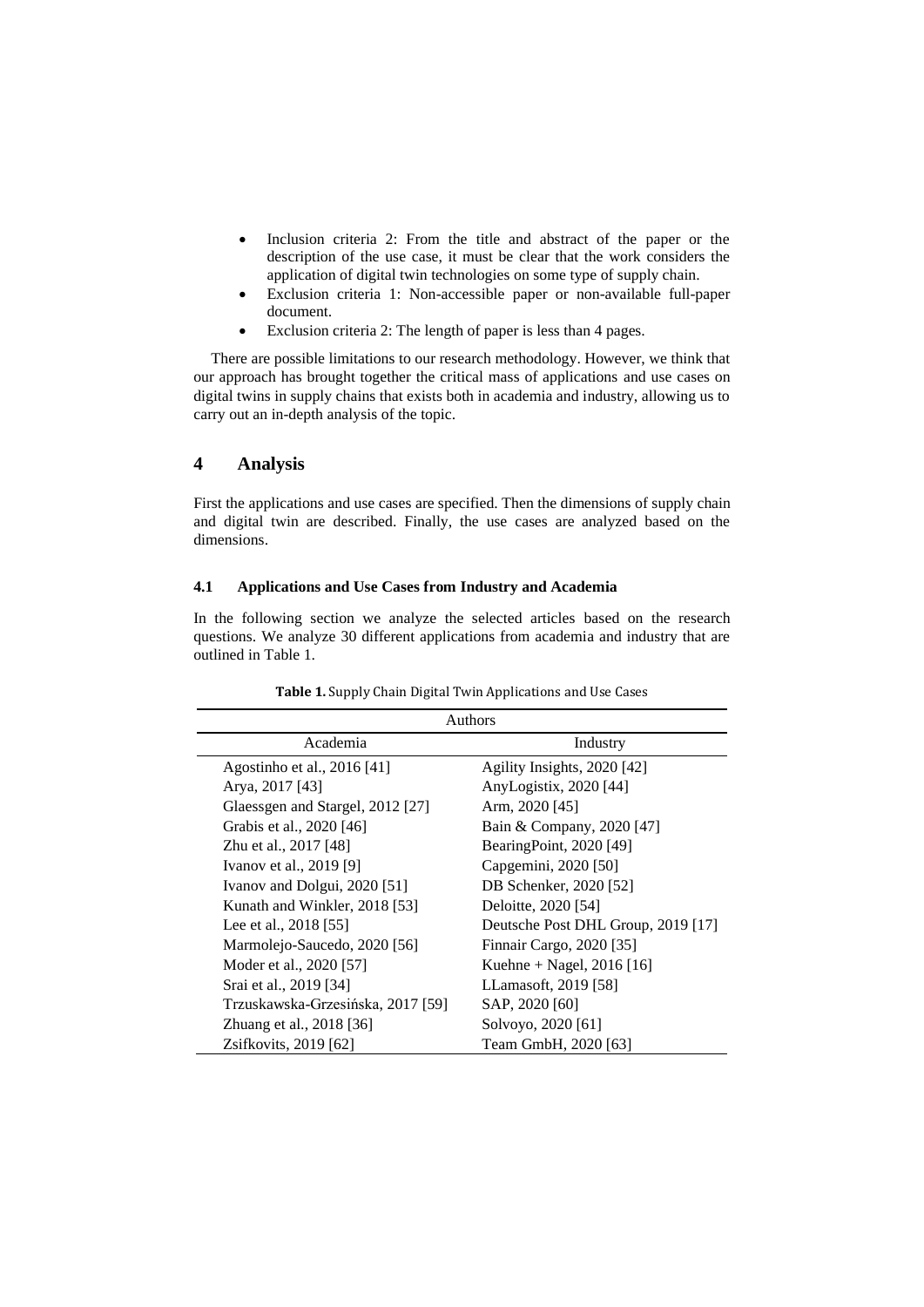- Inclusion criteria 2: From the title and abstract of the paper or the description of the use case, it must be clear that the work considers the application of digital twin technologies on some type of supply chain.
- Exclusion criteria 1: Non-accessible paper or non-available full-paper document.
- Exclusion criteria 2: The length of paper is less than 4 pages.

There are possible limitations to our research methodology. However, we think that our approach has brought together the critical mass of applications and use cases on digital twins in supply chains that exists both in academia and industry, allowing us to carry out an in-depth analysis of the topic.

## 4 Analysis

First the applications and use cases are specified. Then the dimensions of supply chain and digital twin are described. Finally, the use cases are analyzed based on the dimensions.

### 4.1 Applications and Use Cases from Industry and Academia

In the following section we analyze the selected articles based on the research questions. We analyze 30 different applications from academia and industry that are outlined in Table 1.

**Table 1.** Supply Chain Digital Twin Applications and Use Cases

| Authors | |
|---|---|
| Academia | Industry |
| Agostinho et al., 2016 [41] | Agility Insights, 2020 [42] |
| Arya, 2017 [43] | AnyLogistix, 2020 [44] |
| Glaessgen and Stargel, 2012 [27] | Arm, 2020 [45] |
| Grabis et al., 2020 [46] | Bain & Company, 2020 [47] |
| Zhu et al., 2017 [48] | BearingPoint, 2020 [49] |
| Ivanov et al., 2019 [9] | Capgemini, 2020 [50] |
| Ivanov and Dolgui, 2020 [51] | DB Schenker, 2020 [52] |
| Kunath and Winkler, 2018 [53] | Deloitte, 2020 [54] |
| Lee et al., 2018 [55] | Deutsche Post DHL Group, 2019 [17] |
| Marmolejo-Saucedo, 2020 [56] | Finnair Cargo, 2020 [35] |
| Moder et al., 2020 [57] | Kuehne + Nagel, 2016 [16] |
| Srai et al., 2019 [34] | LLamasoft, 2019 [58] |
| Trzuskawska-Grzesińska, 2017 [59] | SAP, 2020 [60] |
| Zhuang et al., 2018 [36] | Solvoyo, 2020 [61] |
| Zsifkovits, 2019 [62] | Team GmbH, 2020 [63] |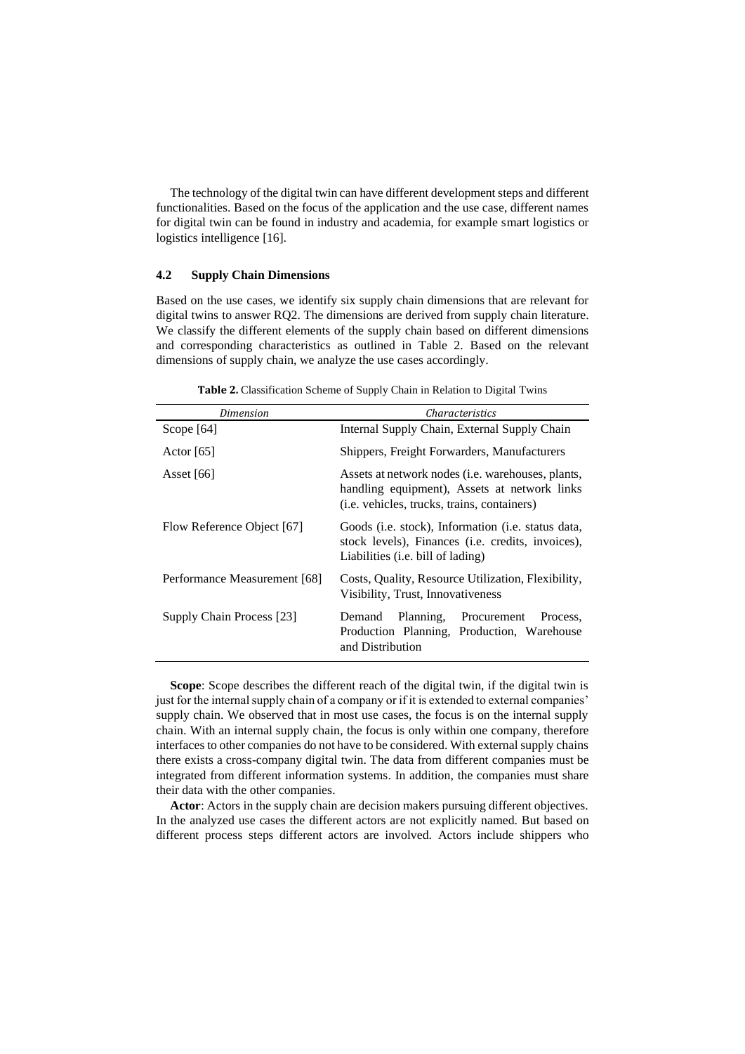The technology of the digital twin can have different development steps and different functionalities. Based on the focus of the application and the use case, different names for digital twin can be found in industry and academia, for example smart logistics or logistics intelligence [16].

### 4.2 Supply Chain Dimensions

Based on the use cases, we identify six supply chain dimensions that are relevant for digital twins to answer RQ2. The dimensions are derived from supply chain literature. We classify the different elements of the supply chain based on different dimensions and corresponding characteristics as outlined in Table 2. Based on the relevant dimensions of supply chain, we analyze the use cases accordingly.

**Table 2.** Classification Scheme of Supply Chain in Relation to Digital Twins

| *Dimension* | *Characteristics* |
| --- | --- |
| Scope [64] | Internal Supply Chain, External Supply Chain |
| Actor [65] | Shippers, Freight Forwarders, Manufacturers |
| Asset [66] | Assets at network nodes (i.e. warehouses, plants, handling equipment), Assets at network links (i.e. vehicles, trucks, trains, containers) |
| Flow Reference Object [67] | Goods (i.e. stock), Information (i.e. status data, stock levels), Finances (i.e. credits, invoices), Liabilities (i.e. bill of lading) |
| Performance Measurement [68] | Costs, Quality, Resource Utilization, Flexibility, Visibility, Trust, Innovativeness |
| Supply Chain Process [23] | Demand Planning, Procurement Process, Production Planning, Production, Warehouse and Distribution |

**Scope**: Scope describes the different reach of the digital twin, if the digital twin is just for the internal supply chain of a company or if it is extended to external companies' supply chain. We observed that in most use cases, the focus is on the internal supply chain. With an internal supply chain, the focus is only within one company, therefore interfaces to other companies do not have to be considered. With external supply chains there exists a cross-company digital twin. The data from different companies must be integrated from different information systems. In addition, the companies must share their data with the other companies.

**Actor**: Actors in the supply chain are decision makers pursuing different objectives. In the analyzed use cases the different actors are not explicitly named. But based on different process steps different actors are involved. Actors include shippers who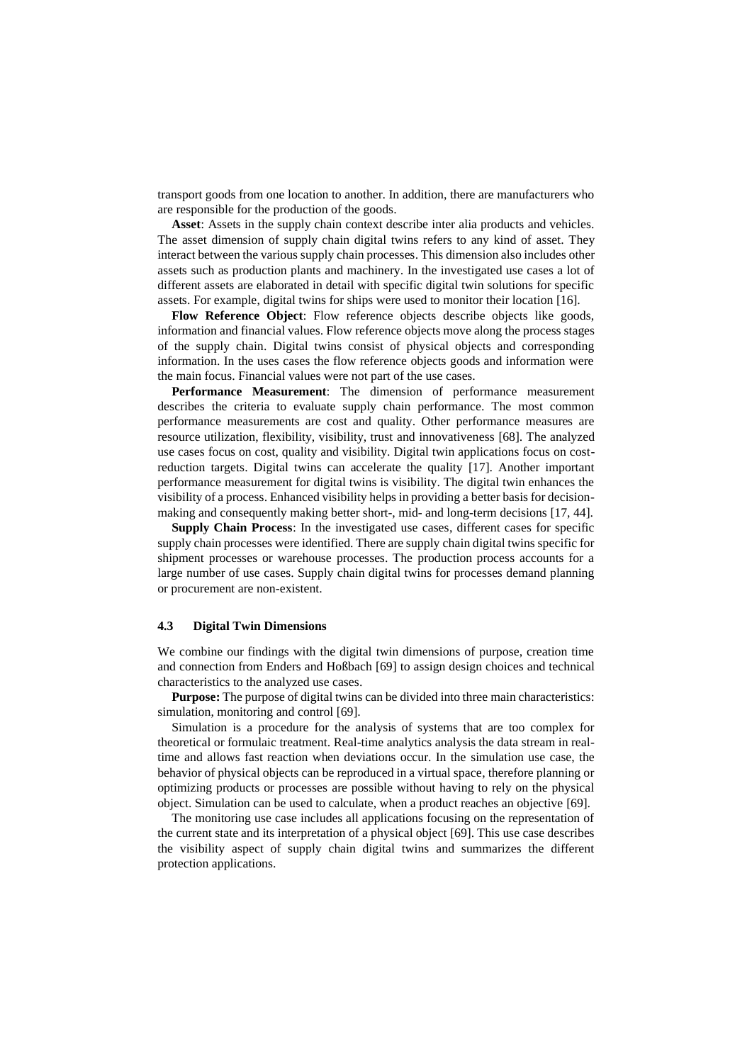transport goods from one location to another. In addition, there are manufacturers who are responsible for the production of the goods.

**Asset**: Assets in the supply chain context describe inter alia products and vehicles. The asset dimension of supply chain digital twins refers to any kind of asset. They interact between the various supply chain processes. This dimension also includes other assets such as production plants and machinery. In the investigated use cases a lot of different assets are elaborated in detail with specific digital twin solutions for specific assets. For example, digital twins for ships were used to monitor their location [16].

**Flow Reference Object**: Flow reference objects describe objects like goods, information and financial values. Flow reference objects move along the process stages of the supply chain. Digital twins consist of physical objects and corresponding information. In the uses cases the flow reference objects goods and information were the main focus. Financial values were not part of the use cases.

**Performance Measurement**: The dimension of performance measurement describes the criteria to evaluate supply chain performance. The most common performance measurements are cost and quality. Other performance measures are resource utilization, flexibility, visibility, trust and innovativeness [68]. The analyzed use cases focus on cost, quality and visibility. Digital twin applications focus on cost-reduction targets. Digital twins can accelerate the quality [17]. Another important performance measurement for digital twins is visibility. The digital twin enhances the visibility of a process. Enhanced visibility helps in providing a better basis for decision-making and consequently making better short-, mid- and long-term decisions [17, 44].

**Supply Chain Process**: In the investigated use cases, different cases for specific supply chain processes were identified. There are supply chain digital twins specific for shipment processes or warehouse processes. The production process accounts for a large number of use cases. Supply chain digital twins for processes demand planning or procurement are non-existent.

### 4.3 Digital Twin Dimensions

We combine our findings with the digital twin dimensions of purpose, creation time and connection from Enders and Hoßbach [69] to assign design choices and technical characteristics to the analyzed use cases.

**Purpose:** The purpose of digital twins can be divided into three main characteristics: simulation, monitoring and control [69].

Simulation is a procedure for the analysis of systems that are too complex for theoretical or formulaic treatment. Real-time analytics analysis the data stream in real-time and allows fast reaction when deviations occur. In the simulation use case, the behavior of physical objects can be reproduced in a virtual space, therefore planning or optimizing products or processes are possible without having to rely on the physical object. Simulation can be used to calculate, when a product reaches an objective [69].

The monitoring use case includes all applications focusing on the representation of the current state and its interpretation of a physical object [69]. This use case describes the visibility aspect of supply chain digital twins and summarizes the different protection applications.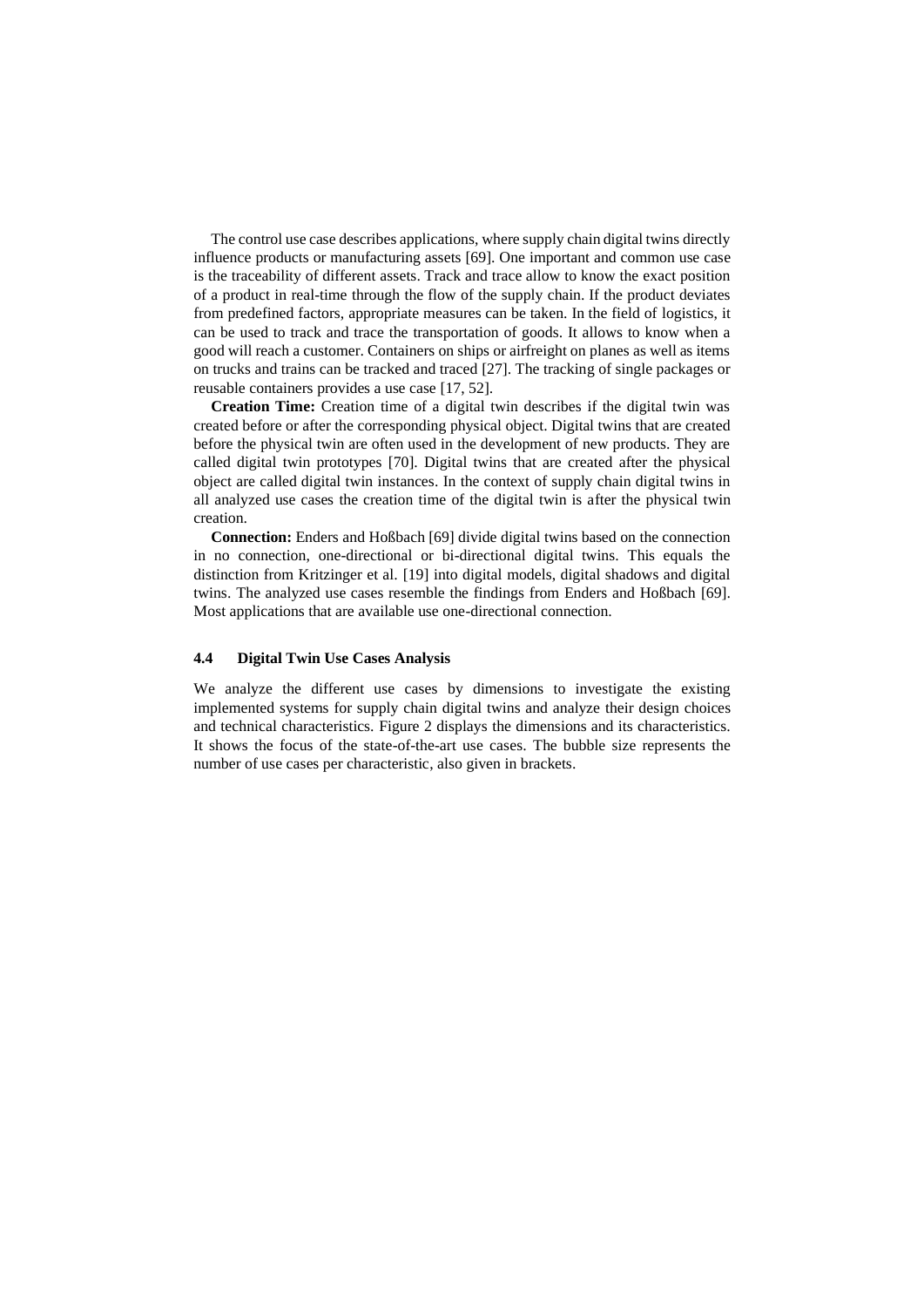The control use case describes applications, where supply chain digital twins directly influence products or manufacturing assets [69]. One important and common use case is the traceability of different assets. Track and trace allow to know the exact position of a product in real-time through the flow of the supply chain. If the product deviates from predefined factors, appropriate measures can be taken. In the field of logistics, it can be used to track and trace the transportation of goods. It allows to know when a good will reach a customer. Containers on ships or airfreight on planes as well as items on trucks and trains can be tracked and traced [27]. The tracking of single packages or reusable containers provides a use case [17, 52].

**Creation Time:** Creation time of a digital twin describes if the digital twin was created before or after the corresponding physical object. Digital twins that are created before the physical twin are often used in the development of new products. They are called digital twin prototypes [70]. Digital twins that are created after the physical object are called digital twin instances. In the context of supply chain digital twins in all analyzed use cases the creation time of the digital twin is after the physical twin creation.

**Connection:** Enders and Hoßbach [69] divide digital twins based on the connection in no connection, one-directional or bi-directional digital twins. This equals the distinction from Kritzinger et al. [19] into digital models, digital shadows and digital twins. The analyzed use cases resemble the findings from Enders and Hoßbach [69]. Most applications that are available use one-directional connection.

### 4.4 Digital Twin Use Cases Analysis

We analyze the different use cases by dimensions to investigate the existing implemented systems for supply chain digital twins and analyze their design choices and technical characteristics. Figure 2 displays the dimensions and its characteristics. It shows the focus of the state-of-the-art use cases. The bubble size represents the number of use cases per characteristic, also given in brackets.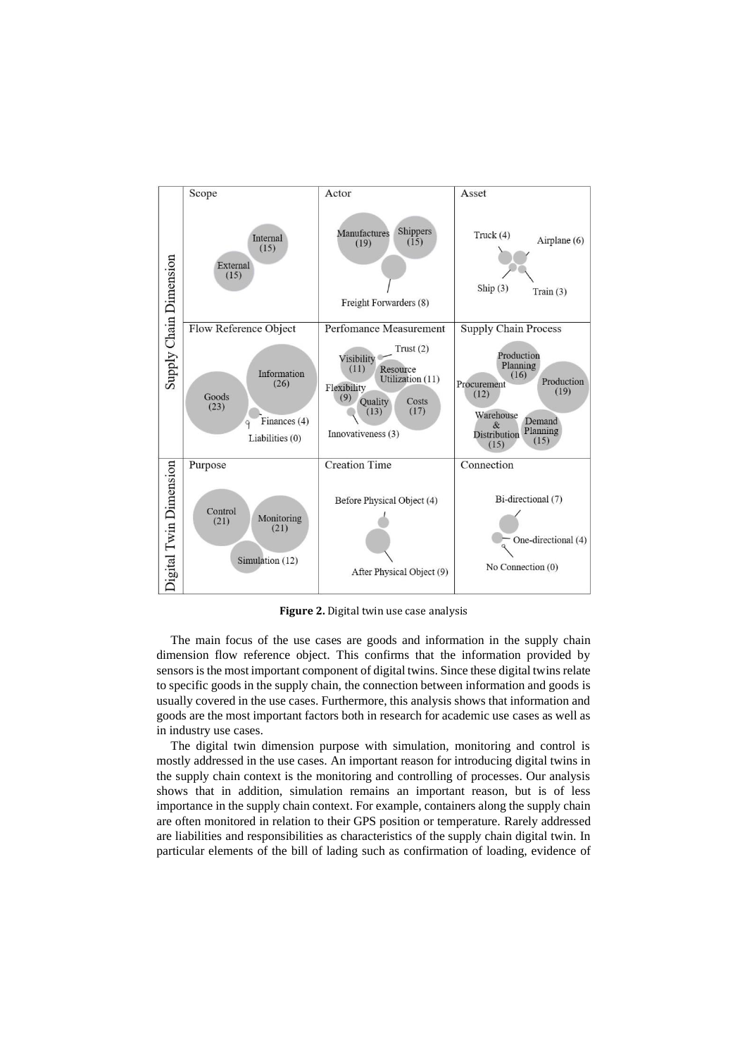**Figure 2.** Digital twin use case analysis

The main focus of the use cases are goods and information in the supply chain dimension flow reference object. This confirms that the information provided by sensors is the most important component of digital twins. Since these digital twins relate to specific goods in the supply chain, the connection between information and goods is usually covered in the use cases. Furthermore, this analysis shows that information and goods are the most important factors both in research for academic use cases as well as in industry use cases.

The digital twin dimension purpose with simulation, monitoring and control is mostly addressed in the use cases. An important reason for introducing digital twins in the supply chain context is the monitoring and controlling of processes. Our analysis shows that in addition, simulation remains an important reason, but is of less importance in the supply chain context. For example, containers along the supply chain are often monitored in relation to their GPS position or temperature. Rarely addressed are liabilities and responsibilities as characteristics of the supply chain digital twin. In particular elements of the bill of lading such as confirmation of loading, evidence of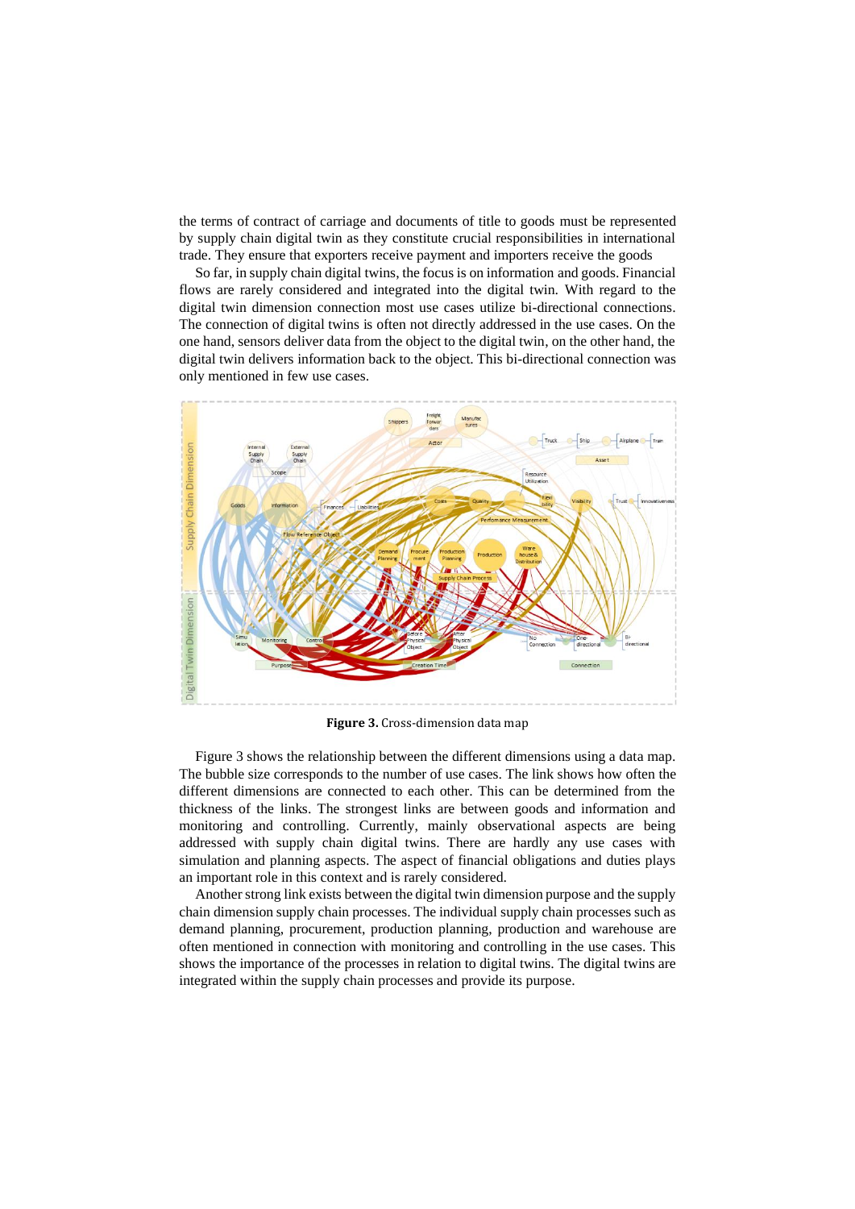the terms of contract of carriage and documents of title to goods must be represented by supply chain digital twin as they constitute crucial responsibilities in international trade. They ensure that exporters receive payment and importers receive the goods

So far, in supply chain digital twins, the focus is on information and goods. Financial flows are rarely considered and integrated into the digital twin. With regard to the digital twin dimension connection most use cases utilize bi-directional connections. The connection of digital twins is often not directly addressed in the use cases. On the one hand, sensors deliver data from the object to the digital twin, on the other hand, the digital twin delivers information back to the object. This bi-directional connection was only mentioned in few use cases.

**Figure 3.** Cross-dimension data map

Figure 3 shows the relationship between the different dimensions using a data map. The bubble size corresponds to the number of use cases. The link shows how often the different dimensions are connected to each other. This can be determined from the thickness of the links. The strongest links are between goods and information and monitoring and controlling. Currently, mainly observational aspects are being addressed with supply chain digital twins. There are hardly any use cases with simulation and planning aspects. The aspect of financial obligations and duties plays an important role in this context and is rarely considered.

Another strong link exists between the digital twin dimension purpose and the supply chain dimension supply chain processes. The individual supply chain processes such as demand planning, procurement, production planning, production and warehouse are often mentioned in connection with monitoring and controlling in the use cases. This shows the importance of the processes in relation to digital twins. The digital twins are integrated within the supply chain processes and provide its purpose.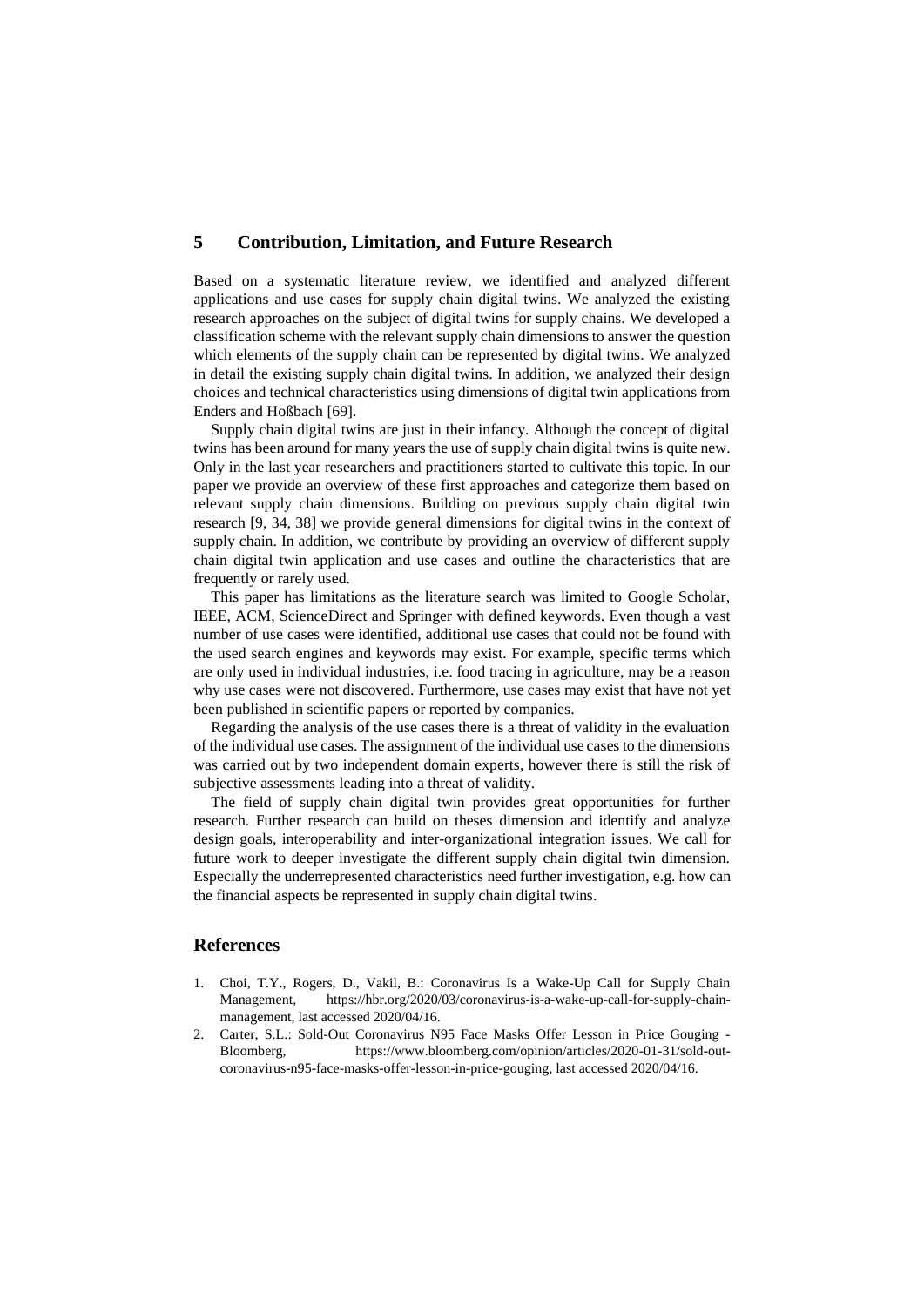## 5 Contribution, Limitation, and Future Research

Based on a systematic literature review, we identified and analyzed different applications and use cases for supply chain digital twins. We analyzed the existing research approaches on the subject of digital twins for supply chains. We developed a classification scheme with the relevant supply chain dimensions to answer the question which elements of the supply chain can be represented by digital twins. We analyzed in detail the existing supply chain digital twins. In addition, we analyzed their design choices and technical characteristics using dimensions of digital twin applications from Enders and Hoßbach [69].

Supply chain digital twins are just in their infancy. Although the concept of digital twins has been around for many years the use of supply chain digital twins is quite new. Only in the last year researchers and practitioners started to cultivate this topic. In our paper we provide an overview of these first approaches and categorize them based on relevant supply chain dimensions. Building on previous supply chain digital twin research [9, 34, 38] we provide general dimensions for digital twins in the context of supply chain. In addition, we contribute by providing an overview of different supply chain digital twin application and use cases and outline the characteristics that are frequently or rarely used.

This paper has limitations as the literature search was limited to Google Scholar, IEEE, ACM, ScienceDirect and Springer with defined keywords. Even though a vast number of use cases were identified, additional use cases that could not be found with the used search engines and keywords may exist. For example, specific terms which are only used in individual industries, i.e. food tracing in agriculture, may be a reason why use cases were not discovered. Furthermore, use cases may exist that have not yet been published in scientific papers or reported by companies.

Regarding the analysis of the use cases there is a threat of validity in the evaluation of the individual use cases. The assignment of the individual use cases to the dimensions was carried out by two independent domain experts, however there is still the risk of subjective assessments leading into a threat of validity.

The field of supply chain digital twin provides great opportunities for further research. Further research can build on theses dimension and identify and analyze design goals, interoperability and inter-organizational integration issues. We call for future work to deeper investigate the different supply chain digital twin dimension. Especially the underrepresented characteristics need further investigation, e.g. how can the financial aspects be represented in supply chain digital twins.

## References

1. Choi, T.Y., Rogers, D., Vakil, B.: Coronavirus Is a Wake-Up Call for Supply Chain Management, https://hbr.org/2020/03/coronavirus-is-a-wake-up-call-for-supply-chain-management, last accessed 2020/04/16.
2. Carter, S.L.: Sold-Out Coronavirus N95 Face Masks Offer Lesson in Price Gouging - Bloomberg, https://www.bloomberg.com/opinion/articles/2020-01-31/sold-out-coronavirus-n95-face-masks-offer-lesson-in-price-gouging, last accessed 2020/04/16.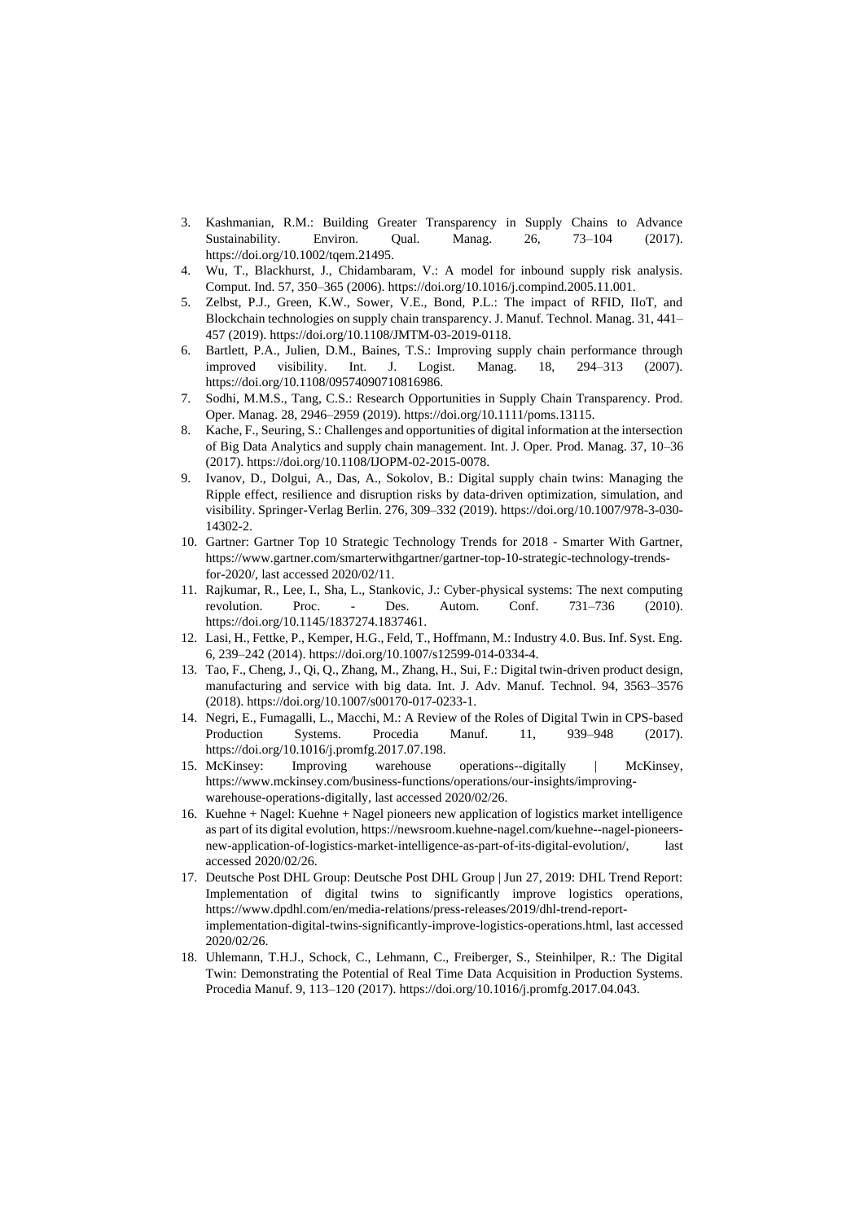3. Kashmanian, R.M.: Building Greater Transparency in Supply Chains to Advance Sustainability. Environ. Qual. Manag. 26, 73–104 (2017). https://doi.org/10.1002/tqem.21495.
4. Wu, T., Blackhurst, J., Chidambaram, V.: A model for inbound supply risk analysis. Comput. Ind. 57, 350–365 (2006). https://doi.org/10.1016/j.compind.2005.11.001.
5. Zelbst, P.J., Green, K.W., Sower, V.E., Bond, P.L.: The impact of RFID, IIoT, and Blockchain technologies on supply chain transparency. J. Manuf. Technol. Manag. 31, 441–457 (2019). https://doi.org/10.1108/JMTM-03-2019-0118.
6. Bartlett, P.A., Julien, D.M., Baines, T.S.: Improving supply chain performance through improved visibility. Int. J. Logist. Manag. 18, 294–313 (2007). https://doi.org/10.1108/09574090710816986.
7. Sodhi, M.M.S., Tang, C.S.: Research Opportunities in Supply Chain Transparency. Prod. Oper. Manag. 28, 2946–2959 (2019). https://doi.org/10.1111/poms.13115.
8. Kache, F., Seuring, S.: Challenges and opportunities of digital information at the intersection of Big Data Analytics and supply chain management. Int. J. Oper. Prod. Manag. 37, 10–36 (2017). https://doi.org/10.1108/IJOPM-02-2015-0078.
9. Ivanov, D., Dolgui, A., Das, A., Sokolov, B.: Digital supply chain twins: Managing the Ripple effect, resilience and disruption risks by data-driven optimization, simulation, and visibility. Springer-Verlag Berlin. 276, 309–332 (2019). https://doi.org/10.1007/978-3-030-14302-2.
10. Gartner: Gartner Top 10 Strategic Technology Trends for 2018 - Smarter With Gartner, https://www.gartner.com/smarterwithgartner/gartner-top-10-strategic-technology-trends-for-2020/, last accessed 2020/02/11.
11. Rajkumar, R., Lee, I., Sha, L., Stankovic, J.: Cyber-physical systems: The next computing revolution. Proc. - Des. Autom. Conf. 731–736 (2010). https://doi.org/10.1145/1837274.1837461.
12. Lasi, H., Fettke, P., Kemper, H.G., Feld, T., Hoffmann, M.: Industry 4.0. Bus. Inf. Syst. Eng. 6, 239–242 (2014). https://doi.org/10.1007/s12599-014-0334-4.
13. Tao, F., Cheng, J., Qi, Q., Zhang, M., Zhang, H., Sui, F.: Digital twin-driven product design, manufacturing and service with big data. Int. J. Adv. Manuf. Technol. 94, 3563–3576 (2018). https://doi.org/10.1007/s00170-017-0233-1.
14. Negri, E., Fumagalli, L., Macchi, M.: A Review of the Roles of Digital Twin in CPS-based Production Systems. Procedia Manuf. 11, 939–948 (2017). https://doi.org/10.1016/j.promfg.2017.07.198.
15. McKinsey: Improving warehouse operations--digitally | McKinsey, https://www.mckinsey.com/business-functions/operations/our-insights/improving-warehouse-operations-digitally, last accessed 2020/02/26.
16. Kuehne + Nagel: Kuehne + Nagel pioneers new application of logistics market intelligence as part of its digital evolution, https://newsroom.kuehne-nagel.com/kuehne--nagel-pioneers-new-application-of-logistics-market-intelligence-as-part-of-its-digital-evolution/, last accessed 2020/02/26.
17. Deutsche Post DHL Group: Deutsche Post DHL Group | Jun 27, 2019: DHL Trend Report: Implementation of digital twins to significantly improve logistics operations, https://www.dpdhl.com/en/media-relations/press-releases/2019/dhl-trend-report-implementation-digital-twins-significantly-improve-logistics-operations.html, last accessed 2020/02/26.
18. Uhlemann, T.H.J., Schock, C., Lehmann, C., Freiberger, S., Steinhilper, R.: The Digital Twin: Demonstrating the Potential of Real Time Data Acquisition in Production Systems. Procedia Manuf. 9, 113–120 (2017). https://doi.org/10.1016/j.promfg.2017.04.043.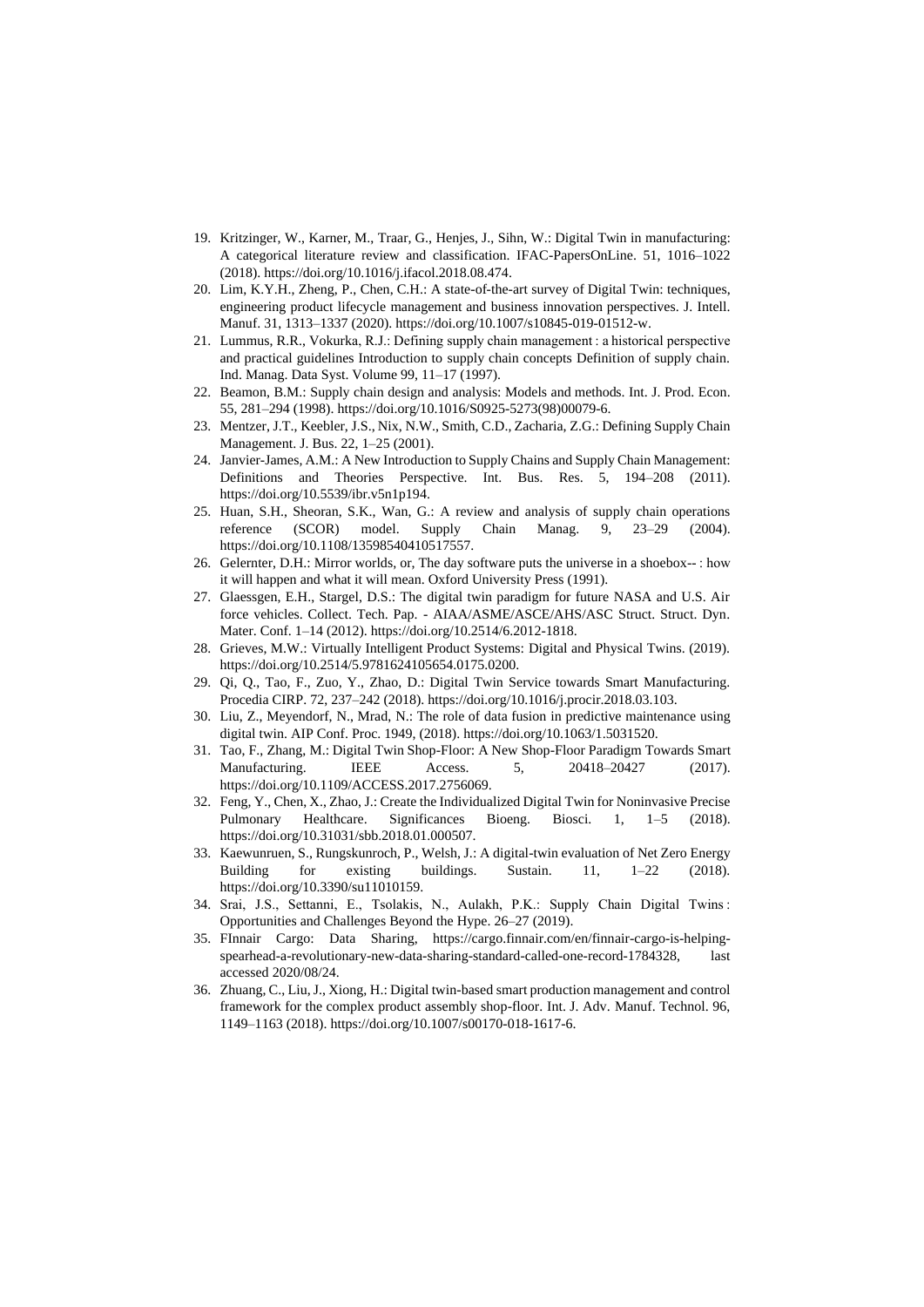19. Kritzinger, W., Karner, M., Traar, G., Henjes, J., Sihn, W.: Digital Twin in manufacturing: A categorical literature review and classification. IFAC-PapersOnLine. 51, 1016–1022 (2018). https://doi.org/10.1016/j.ifacol.2018.08.474.
20. Lim, K.Y.H., Zheng, P., Chen, C.H.: A state-of-the-art survey of Digital Twin: techniques, engineering product lifecycle management and business innovation perspectives. J. Intell. Manuf. 31, 1313–1337 (2020). https://doi.org/10.1007/s10845-019-01512-w.
21. Lummus, R.R., Vokurka, R.J.: Defining supply chain management : a historical perspective and practical guidelines Introduction to supply chain concepts Definition of supply chain. Ind. Manag. Data Syst. Volume 99, 11–17 (1997).
22. Beamon, B.M.: Supply chain design and analysis: Models and methods. Int. J. Prod. Econ. 55, 281–294 (1998). https://doi.org/10.1016/S0925-5273(98)00079-6.
23. Mentzer, J.T., Keebler, J.S., Nix, N.W., Smith, C.D., Zacharia, Z.G.: Defining Supply Chain Management. J. Bus. 22, 1–25 (2001).
24. Janvier-James, A.M.: A New Introduction to Supply Chains and Supply Chain Management: Definitions and Theories Perspective. Int. Bus. Res. 5, 194–208 (2011). https://doi.org/10.5539/ibr.v5n1p194.
25. Huan, S.H., Sheoran, S.K., Wan, G.: A review and analysis of supply chain operations reference (SCOR) model. Supply Chain Manag. 9, 23–29 (2004). https://doi.org/10.1108/13598540410517557.
26. Gelernter, D.H.: Mirror worlds, or, The day software puts the universe in a shoebox-- : how it will happen and what it will mean. Oxford University Press (1991).
27. Glaessgen, E.H., Stargel, D.S.: The digital twin paradigm for future NASA and U.S. Air force vehicles. Collect. Tech. Pap. - AIAA/ASME/ASCE/AHS/ASC Struct. Struct. Dyn. Mater. Conf. 1–14 (2012). https://doi.org/10.2514/6.2012-1818.
28. Grieves, M.W.: Virtually Intelligent Product Systems: Digital and Physical Twins. (2019). https://doi.org/10.2514/5.9781624105654.0175.0200.
29. Qi, Q., Tao, F., Zuo, Y., Zhao, D.: Digital Twin Service towards Smart Manufacturing. Procedia CIRP. 72, 237–242 (2018). https://doi.org/10.1016/j.procir.2018.03.103.
30. Liu, Z., Meyendorf, N., Mrad, N.: The role of data fusion in predictive maintenance using digital twin. AIP Conf. Proc. 1949, (2018). https://doi.org/10.1063/1.5031520.
31. Tao, F., Zhang, M.: Digital Twin Shop-Floor: A New Shop-Floor Paradigm Towards Smart Manufacturing. IEEE Access. 5, 20418–20427 (2017). https://doi.org/10.1109/ACCESS.2017.2756069.
32. Feng, Y., Chen, X., Zhao, J.: Create the Individualized Digital Twin for Noninvasive Precise Pulmonary Healthcare. Significances Bioeng. Biosci. 1, 1–5 (2018). https://doi.org/10.31031/sbb.2018.01.000507.
33. Kaewunruen, S., Rungskunroch, P., Welsh, J.: A digital-twin evaluation of Net Zero Energy Building for existing buildings. Sustain. 11, 1–22 (2018). https://doi.org/10.3390/su11010159.
34. Srai, J.S., Settanni, E., Tsolakis, N., Aulakh, P.K.: Supply Chain Digital Twins : Opportunities and Challenges Beyond the Hype. 26–27 (2019).
35. FInnair Cargo: Data Sharing, https://cargo.finnair.com/en/finnair-cargo-is-helping-spearhead-a-revolutionary-new-data-sharing-standard-called-one-record-1784328, last accessed 2020/08/24.
36. Zhuang, C., Liu, J., Xiong, H.: Digital twin-based smart production management and control framework for the complex product assembly shop-floor. Int. J. Adv. Manuf. Technol. 96, 1149–1163 (2018). https://doi.org/10.1007/s00170-018-1617-6.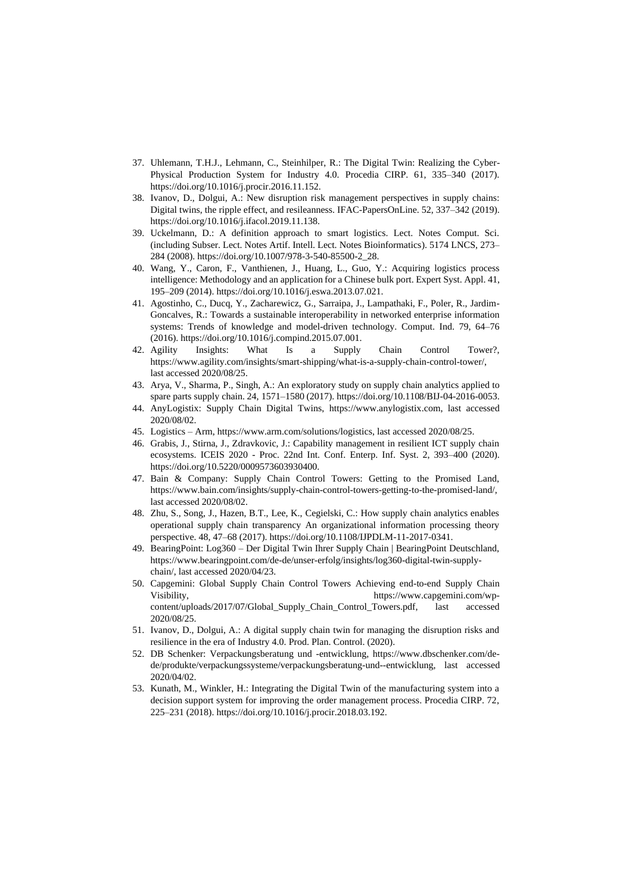37. Uhlemann, T.H.J., Lehmann, C., Steinhilper, R.: The Digital Twin: Realizing the Cyber-Physical Production System for Industry 4.0. Procedia CIRP. 61, 335–340 (2017). https://doi.org/10.1016/j.procir.2016.11.152.
38. Ivanov, D., Dolgui, A.: New disruption risk management perspectives in supply chains: Digital twins, the ripple effect, and resileanness. IFAC-PapersOnLine. 52, 337–342 (2019). https://doi.org/10.1016/j.ifacol.2019.11.138.
39. Uckelmann, D.: A definition approach to smart logistics. Lect. Notes Comput. Sci. (including Subser. Lect. Notes Artif. Intell. Lect. Notes Bioinformatics). 5174 LNCS, 273–284 (2008). https://doi.org/10.1007/978-3-540-85500-2_28.
40. Wang, Y., Caron, F., Vanthienen, J., Huang, L., Guo, Y.: Acquiring logistics process intelligence: Methodology and an application for a Chinese bulk port. Expert Syst. Appl. 41, 195–209 (2014). https://doi.org/10.1016/j.eswa.2013.07.021.
41. Agostinho, C., Ducq, Y., Zacharewicz, G., Sarraipa, J., Lampathaki, F., Poler, R., Jardim-Goncalves, R.: Towards a sustainable interoperability in networked enterprise information systems: Trends of knowledge and model-driven technology. Comput. Ind. 79, 64–76 (2016). https://doi.org/10.1016/j.compind.2015.07.001.
42. Agility Insights: What Is a Supply Chain Control Tower?, https://www.agility.com/insights/smart-shipping/what-is-a-supply-chain-control-tower/, last accessed 2020/08/25.
43. Arya, V., Sharma, P., Singh, A.: An exploratory study on supply chain analytics applied to spare parts supply chain. 24, 1571–1580 (2017). https://doi.org/10.1108/BIJ-04-2016-0053.
44. AnyLogistix: Supply Chain Digital Twins, https://www.anylogistix.com, last accessed 2020/08/02.
45. Logistics – Arm, https://www.arm.com/solutions/logistics, last accessed 2020/08/25.
46. Grabis, J., Stirna, J., Zdravkovic, J.: Capability management in resilient ICT supply chain ecosystems. ICEIS 2020 - Proc. 22nd Int. Conf. Enterp. Inf. Syst. 2, 393–400 (2020). https://doi.org/10.5220/0009573603930400.
47. Bain & Company: Supply Chain Control Towers: Getting to the Promised Land, https://www.bain.com/insights/supply-chain-control-towers-getting-to-the-promised-land/, last accessed 2020/08/02.
48. Zhu, S., Song, J., Hazen, B.T., Lee, K., Cegielski, C.: How supply chain analytics enables operational supply chain transparency An organizational information processing theory perspective. 48, 47–68 (2017). https://doi.org/10.1108/IJPDLM-11-2017-0341.
49. BearingPoint: Log360 – Der Digital Twin Ihrer Supply Chain | BearingPoint Deutschland, https://www.bearingpoint.com/de-de/unser-erfolg/insights/log360-digital-twin-supply-chain/, last accessed 2020/04/23.
50. Capgemini: Global Supply Chain Control Towers Achieving end-to-end Supply Chain Visibility, https://www.capgemini.com/wp-content/uploads/2017/07/Global_Supply_Chain_Control_Towers.pdf, last accessed 2020/08/25.
51. Ivanov, D., Dolgui, A.: A digital supply chain twin for managing the disruption risks and resilience in the era of Industry 4.0. Prod. Plan. Control. (2020).
52. DB Schenker: Verpackungsberatung und -entwicklung, https://www.dbschenker.com/de-de/produkte/verpackungssysteme/verpackungsberatung-und--entwicklung, last accessed 2020/04/02.
53. Kunath, M., Winkler, H.: Integrating the Digital Twin of the manufacturing system into a decision support system for improving the order management process. Procedia CIRP. 72, 225–231 (2018). https://doi.org/10.1016/j.procir.2018.03.192.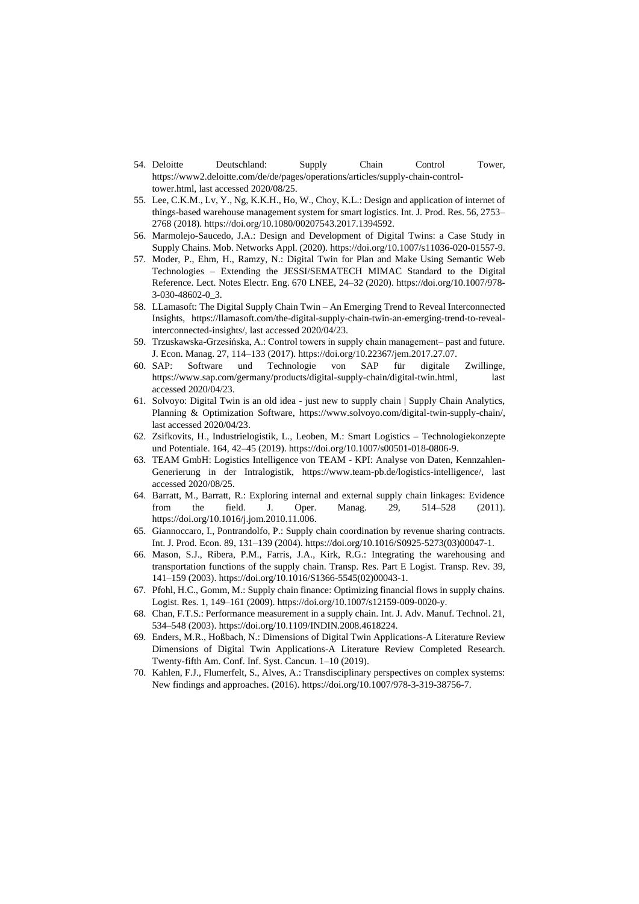54. Deloitte Deutschland: Supply Chain Control Tower, https://www2.deloitte.com/de/de/pages/operations/articles/supply-chain-control-tower.html, last accessed 2020/08/25.
55. Lee, C.K.M., Lv, Y., Ng, K.K.H., Ho, W., Choy, K.L.: Design and application of internet of things-based warehouse management system for smart logistics. Int. J. Prod. Res. 56, 2753–2768 (2018). https://doi.org/10.1080/00207543.2017.1394592.
56. Marmolejo-Saucedo, J.A.: Design and Development of Digital Twins: a Case Study in Supply Chains. Mob. Networks Appl. (2020). https://doi.org/10.1007/s11036-020-01557-9.
57. Moder, P., Ehm, H., Ramzy, N.: Digital Twin for Plan and Make Using Semantic Web Technologies – Extending the JESSI/SEMATECH MIMAC Standard to the Digital Reference. Lect. Notes Electr. Eng. 670 LNEE, 24–32 (2020). https://doi.org/10.1007/978-3-030-48602-0_3.
58. LLamasoft: The Digital Supply Chain Twin – An Emerging Trend to Reveal Interconnected Insights, https://llamasoft.com/the-digital-supply-chain-twin-an-emerging-trend-to-reveal-interconnected-insights/, last accessed 2020/04/23.
59. Trzuskawska-Grzesińska, A.: Control towers in supply chain management– past and future. J. Econ. Manag. 27, 114–133 (2017). https://doi.org/10.22367/jem.2017.27.07.
60. SAP: Software und Technologie von SAP für digitale Zwillinge, https://www.sap.com/germany/products/digital-supply-chain/digital-twin.html, last accessed 2020/04/23.
61. Solvoyo: Digital Twin is an old idea - just new to supply chain | Supply Chain Analytics, Planning & Optimization Software, https://www.solvoyo.com/digital-twin-supply-chain/, last accessed 2020/04/23.
62. Zsifkovits, H., Industrielogistik, L., Leoben, M.: Smart Logistics – Technologiekonzepte und Potentiale. 164, 42–45 (2019). https://doi.org/10.1007/s00501-018-0806-9.
63. TEAM GmbH: Logistics Intelligence von TEAM - KPI: Analyse von Daten, Kennzahlen-Generierung in der Intralogistik, https://www.team-pb.de/logistics-intelligence/, last accessed 2020/08/25.
64. Barratt, M., Barratt, R.: Exploring internal and external supply chain linkages: Evidence from the field. J. Oper. Manag. 29, 514–528 (2011). https://doi.org/10.1016/j.jom.2010.11.006.
65. Giannoccaro, I., Pontrandolfo, P.: Supply chain coordination by revenue sharing contracts. Int. J. Prod. Econ. 89, 131–139 (2004). https://doi.org/10.1016/S0925-5273(03)00047-1.
66. Mason, S.J., Ribera, P.M., Farris, J.A., Kirk, R.G.: Integrating the warehousing and transportation functions of the supply chain. Transp. Res. Part E Logist. Transp. Rev. 39, 141–159 (2003). https://doi.org/10.1016/S1366-5545(02)00043-1.
67. Pfohl, H.C., Gomm, M.: Supply chain finance: Optimizing financial flows in supply chains. Logist. Res. 1, 149–161 (2009). https://doi.org/10.1007/s12159-009-0020-y.
68. Chan, F.T.S.: Performance measurement in a supply chain. Int. J. Adv. Manuf. Technol. 21, 534–548 (2003). https://doi.org/10.1109/INDIN.2008.4618224.
69. Enders, M.R., Hoßbach, N.: Dimensions of Digital Twin Applications-A Literature Review Dimensions of Digital Twin Applications-A Literature Review Completed Research. Twenty-fifth Am. Conf. Inf. Syst. Cancun. 1–10 (2019).
70. Kahlen, F.J., Flumerfelt, S., Alves, A.: Transdisciplinary perspectives on complex systems: New findings and approaches. (2016). https://doi.org/10.1007/978-3-319-38756-7.